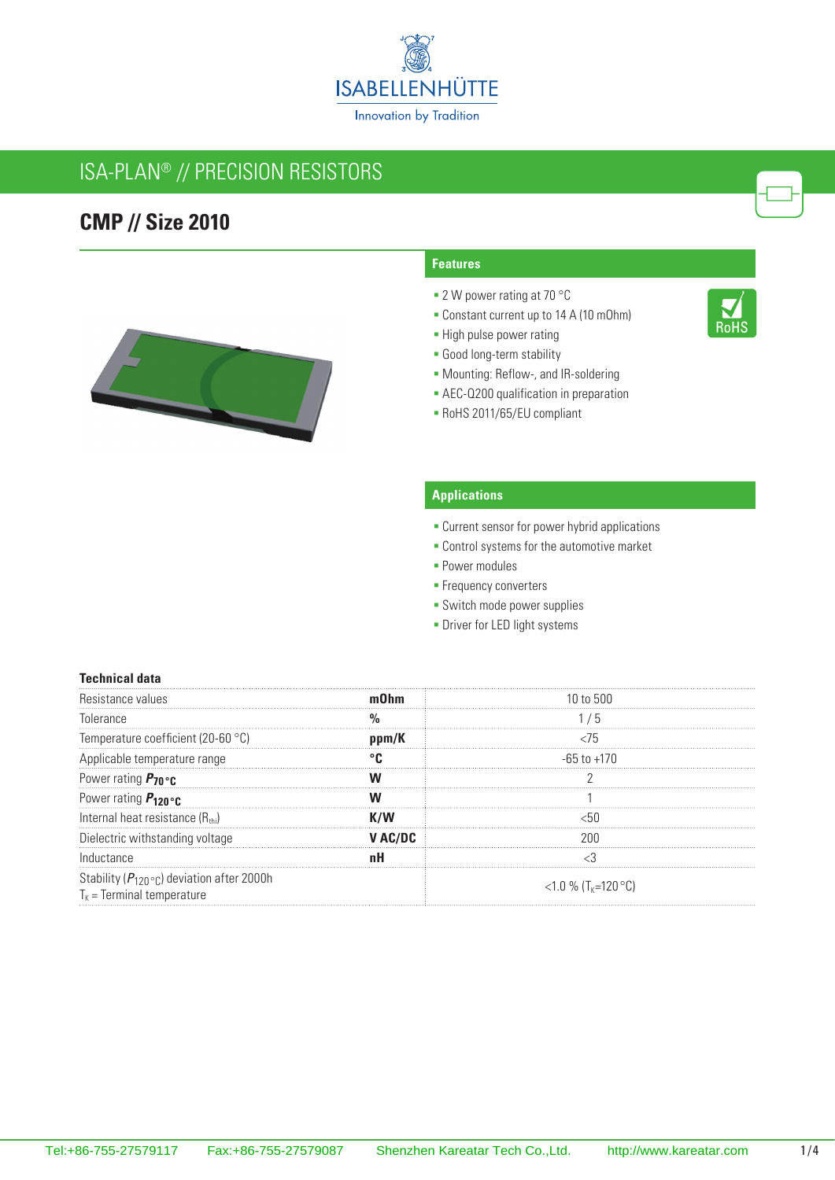ISABELLENHÜTTE

Innovation by Tradition

# ISA-PLAN® // PRECISION RESISTORS

## CMP // Size 2010

### Features

- 2 W power rating at 70 °C
- Constant current up to 14 A (10 mOhm)
- High pulse power rating
- Good long-term stability
- Mounting: Reflow-, and IR-soldering
- AEC-Q200 qualification in preparation
- RoHS 2011/65/EU compliant

RoHS

### Applications

- Current sensor for power hybrid applications
- Control systems for the automotive market
- Power modules
- Frequency converters
- Switch mode power supplies
- Driver for LED light systems

### Technical data

| Parameter | Unit | Value |
|---|---|---|
| Resistance values | **mOhm** | 10 to 500 |
| Tolerance | **%** | 1 / 5 |
| Temperature coefficient (20-60 °C) | **ppm/K** | <75 |
| Applicable temperature range | **°C** | -65 to +170 |
| Power rating $P_{70\,°C}$ | **W** | 2 |
| Power rating $P_{120\,°C}$ | **W** | 1 |
| Internal heat resistance ($R_{thi}$) | **K/W** | <50 |
| Dielectric withstanding voltage | **V AC/DC** | 200 |
| Inductance | **nH** | <3 |
| Stability ($P_{120\,°C}$) deviation after 2000h<br>$T_K$ = Terminal temperature | | <1.0 % ($T_K$=120 °C) |

Tel:+86-755-27579117 Fax:+86-755-27579087 Shenzhen Kareatar Tech Co.,Ltd. http://www.kareatar.com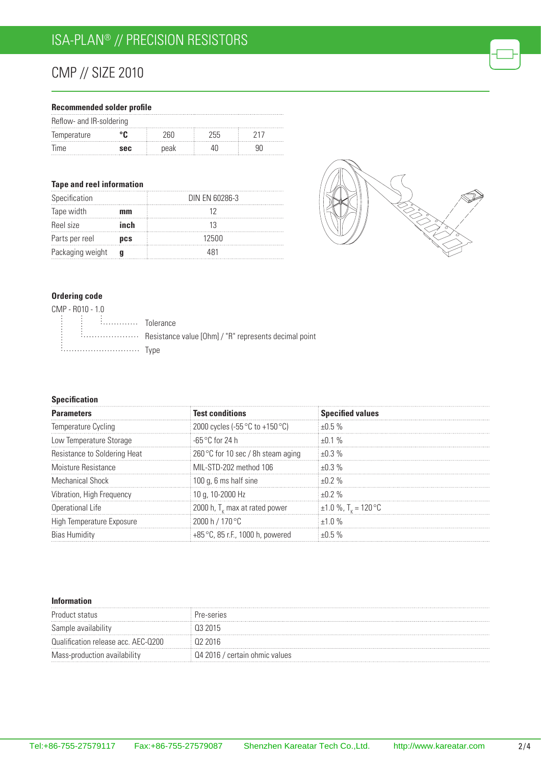# ISA-PLAN® // PRECISION RESISTORS

## CMP // SIZE 2010

### Recommended solder profile

| Reflow- and IR-soldering | | | | |
|---|---|---|---|---|
| Temperature | °C | 260 | 255 | 217 |
| Time | sec | peak | 40 | 90 |

### Tape and reel information

| Specification | | DIN EN 60286-3 |
|---|---|---|
| Tape width | mm | 12 |
| Reel size | inch | 13 |
| Parts per reel | pcs | 12500 |
| Packaging weight | g | 481 |

### Ordering code

CMP - R010 - 1.0

- 1.0 ............ Tolerance
- R010 ............ Resistance value [Ohm] / "R" represents decimal point
- CMP ............ Type

### Specification

| Parameters | Test conditions | Specified values |
|---|---|---|
| Temperature Cycling | 2000 cycles (-55 °C to +150 °C) | ±0.5 % |
| Low Temperature Storage | -65 °C for 24 h | ±0.1 % |
| Resistance to Soldering Heat | 260 °C for 10 sec / 8h steam aging | ±0.3 % |
| Moisture Resistance | MIL-STD-202 method 106 | ±0.3 % |
| Mechanical Shock | 100 g, 6 ms half sine | ±0.2 % |
| Vibration, High Frequency | 10 g, 10-2000 Hz | ±0.2 % |
| Operational Life | 2000 h, $T_K$ max at rated power | ±1.0 %, $T_K$ = 120 °C |
| High Temperature Exposure | 2000 h / 170 °C | ±1.0 % |
| Bias Humidity | +85 °C, 85 r.F., 1000 h, powered | ±0.5 % |

### Information

| Product status | Pre-series |
|---|---|
| Sample availability | Q3 2015 |
| Qualification release acc. AEC-Q200 | Q2 2016 |
| Mass-production availability | Q4 2016 / certain ohmic values |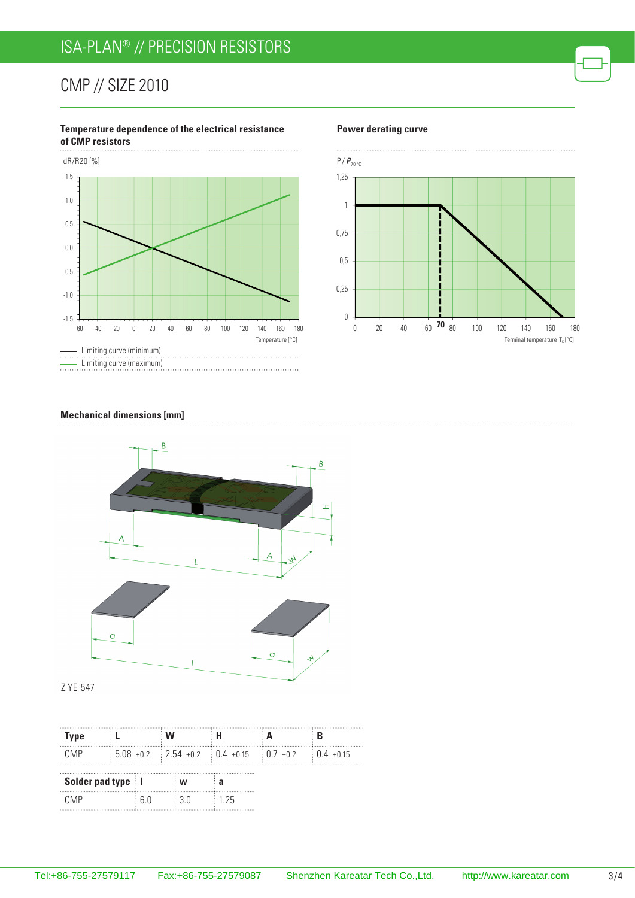# ISA-PLAN® // PRECISION RESISTORS

## CMP // SIZE 2010

**Temperature dependence of the electrical resistance of CMP resistors**

dR/R20 [%]

Temperature [°C]

—— Limiting curve (minimum)

—— Limiting curve (maximum)

**Power derating curve**

$P / P_{70\,°C}$

Terminal temperature $T_K$ [°C]

**Mechanical dimensions [mm]**

Z-YE-547

| Type | L | W | H | A | B |
|---|---|---|---|---|---|
| CMP | 5.08 ±0.2 | 2.54 ±0.2 | 0.4 ±0.15 | 0.7 ±0.2 | 0.4 ±0.15 |

| Solder pad type | l | w | a |
|---|---|---|---|
| CMP | 6.0 | 3.0 | 1.25 |

Tel:+86-755-27579117 Fax:+86-755-27579087 Shenzhen Kareatar Tech Co.,Ltd. http://www.kareatar.com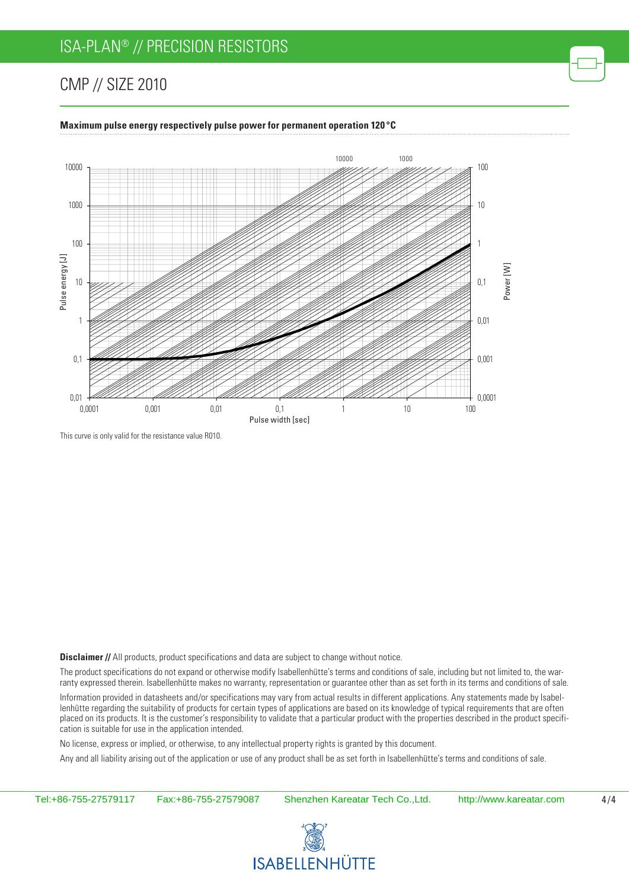# ISA-PLAN® // PRECISION RESISTORS

## CMP // SIZE 2010

**Maximum pulse energy respectively pulse power for permanent operation 120 °C**

10000
1000
Pulse energy [J]
10000
1000
100
10
1
0,1
0,01
Power [W]
100
10
1
0,1
0,01
0,001
0,0001
0,0001
0,001
0,01
0,1
1
10
100
Pulse width [sec]

This curve is only valid for the resistance value R010.

**Disclaimer //** All products, product specifications and data are subject to change without notice.

The product specifications do not expand or otherwise modify Isabellenhütte's terms and conditions of sale, including but not limited to, the warranty expressed therein. Isabellenhütte makes no warranty, representation or guarantee other than as set forth in its terms and conditions of sale.

Information provided in datasheets and/or specifications may vary from actual results in different applications. Any statements made by Isabellenhütte regarding the suitability of products for certain types of applications are based on its knowledge of typical requirements that are often placed on its products. It is the customer's responsibility to validate that a particular product with the properties described in the product specification is suitable for use in the application intended.

No license, express or implied, or otherwise, to any intellectual property rights is granted by this document.

Any and all liability arising out of the application or use of any product shall be as set forth in Isabellenhütte's terms and conditions of sale.

Tel:+86-755-27579117 Fax:+86-755-27579087 Shenzhen Kareatar Tech Co.,Ltd. http://www.kareatar.com

ISABELLENHÜTTE